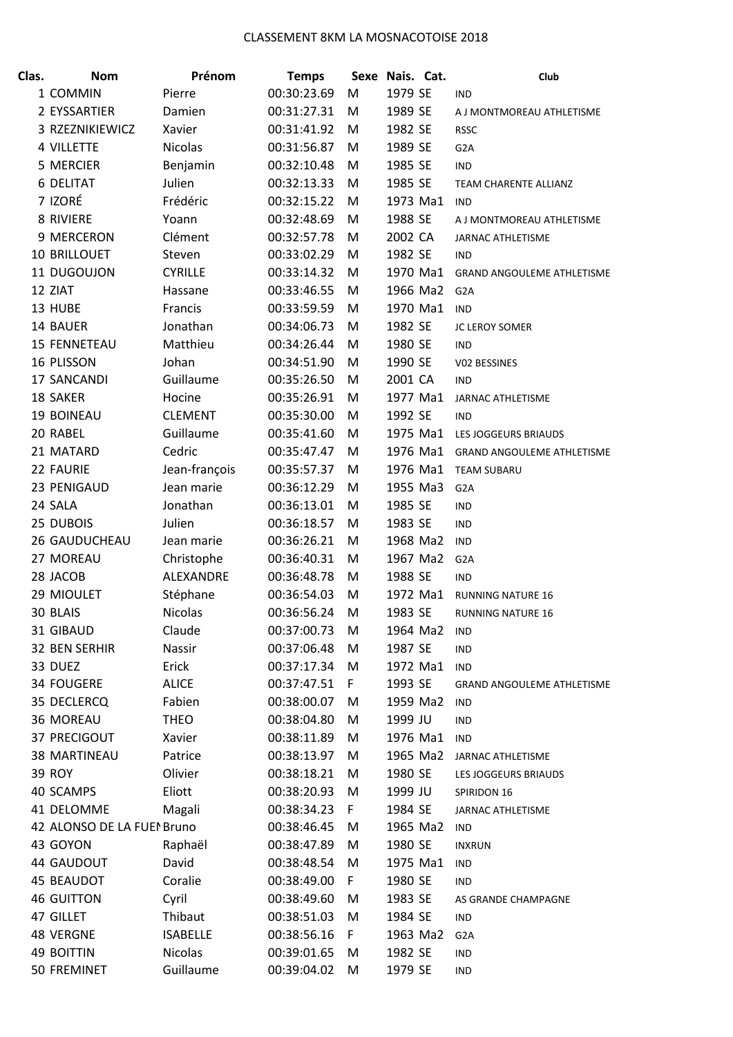CLASSEMENT 8KM LA MOSNACOTOISE 2018

| Clas. | Nom | Prénom | Temps | Sexe | Nais. | Cat. | Club |
|---|---|---|---|---|---|---|---|
| 1 | COMMIN | Pierre | 00:30:23.69 | M | 1979 | SE | IND |
| 2 | EYSSARTIER | Damien | 00:31:27.31 | M | 1989 | SE | A J MONTMOREAU ATHLETISME |
| 3 | RZEZNIKIEWICZ | Xavier | 00:31:41.92 | M | 1982 | SE | RSSC |
| 4 | VILLETTE | Nicolas | 00:31:56.87 | M | 1989 | SE | G2A |
| 5 | MERCIER | Benjamin | 00:32:10.48 | M | 1985 | SE | IND |
| 6 | DELITAT | Julien | 00:32:13.33 | M | 1985 | SE | TEAM CHARENTE ALLIANZ |
| 7 | IZORÉ | Frédéric | 00:32:15.22 | M | 1973 | Ma1 | IND |
| 8 | RIVIERE | Yoann | 00:32:48.69 | M | 1988 | SE | A J MONTMOREAU ATHLETISME |
| 9 | MERCERON | Clément | 00:32:57.78 | M | 2002 | CA | JARNAC ATHLETISME |
| 10 | BRILLOUET | Steven | 00:33:02.29 | M | 1982 | SE | IND |
| 11 | DUGOUJON | CYRILLE | 00:33:14.32 | M | 1970 | Ma1 | GRAND ANGOULEME ATHLETISME |
| 12 | ZIAT | Hassane | 00:33:46.55 | M | 1966 | Ma2 | G2A |
| 13 | HUBE | Francis | 00:33:59.59 | M | 1970 | Ma1 | IND |
| 14 | BAUER | Jonathan | 00:34:06.73 | M | 1982 | SE | JC LEROY SOMER |
| 15 | FENNETEAU | Matthieu | 00:34:26.44 | M | 1980 | SE | IND |
| 16 | PLISSON | Johan | 00:34:51.90 | M | 1990 | SE | V02 BESSINES |
| 17 | SANCANDI | Guillaume | 00:35:26.50 | M | 2001 | CA | IND |
| 18 | SAKER | Hocine | 00:35:26.91 | M | 1977 | Ma1 | JARNAC ATHLETISME |
| 19 | BOINEAU | CLEMENT | 00:35:30.00 | M | 1992 | SE | IND |
| 20 | RABEL | Guillaume | 00:35:41.60 | M | 1975 | Ma1 | LES JOGGEURS BRIAUDS |
| 21 | MATARD | Cedric | 00:35:47.47 | M | 1976 | Ma1 | GRAND ANGOULEME ATHLETISME |
| 22 | FAURIE | Jean-françois | 00:35:57.37 | M | 1976 | Ma1 | TEAM SUBARU |
| 23 | PENIGAUD | Jean marie | 00:36:12.29 | M | 1955 | Ma3 | G2A |
| 24 | SALA | Jonathan | 00:36:13.01 | M | 1985 | SE | IND |
| 25 | DUBOIS | Julien | 00:36:18.57 | M | 1983 | SE | IND |
| 26 | GAUDUCHEAU | Jean marie | 00:36:26.21 | M | 1968 | Ma2 | IND |
| 27 | MOREAU | Christophe | 00:36:40.31 | M | 1967 | Ma2 | G2A |
| 28 | JACOB | ALEXANDRE | 00:36:48.78 | M | 1988 | SE | IND |
| 29 | MIOULET | Stéphane | 00:36:54.03 | M | 1972 | Ma1 | RUNNING NATURE 16 |
| 30 | BLAIS | Nicolas | 00:36:56.24 | M | 1983 | SE | RUNNING NATURE 16 |
| 31 | GIBAUD | Claude | 00:37:00.73 | M | 1964 | Ma2 | IND |
| 32 | BEN SERHIR | Nassir | 00:37:06.48 | M | 1987 | SE | IND |
| 33 | DUEZ | Erick | 00:37:17.34 | M | 1972 | Ma1 | IND |
| 34 | FOUGERE | ALICE | 00:37:47.51 | F | 1993 | SE | GRAND ANGOULEME ATHLETISME |
| 35 | DECLERCQ | Fabien | 00:38:00.07 | M | 1959 | Ma2 | IND |
| 36 | MOREAU | THEO | 00:38:04.80 | M | 1999 | JU | IND |
| 37 | PRECIGOUT | Xavier | 00:38:11.89 | M | 1976 | Ma1 | IND |
| 38 | MARTINEAU | Patrice | 00:38:13.97 | M | 1965 | Ma2 | JARNAC ATHLETISME |
| 39 | ROY | Olivier | 00:38:18.21 | M | 1980 | SE | LES JOGGEURS BRIAUDS |
| 40 | SCAMPS | Eliott | 00:38:20.93 | M | 1999 | JU | SPIRIDON 16 |
| 41 | DELOMME | Magali | 00:38:34.23 | F | 1984 | SE | JARNAC ATHLETISME |
| 42 | ALONSO DE LA FUEN | Bruno | 00:38:46.45 | M | 1965 | Ma2 | IND |
| 43 | GOYON | Raphaël | 00:38:47.89 | M | 1980 | SE | INXRUN |
| 44 | GAUDOUT | David | 00:38:48.54 | M | 1975 | Ma1 | IND |
| 45 | BEAUDOT | Coralie | 00:38:49.00 | F | 1980 | SE | IND |
| 46 | GUITTON | Cyril | 00:38:49.60 | M | 1983 | SE | AS GRANDE CHAMPAGNE |
| 47 | GILLET | Thibaut | 00:38:51.03 | M | 1984 | SE | IND |
| 48 | VERGNE | ISABELLE | 00:38:56.16 | F | 1963 | Ma2 | G2A |
| 49 | BOITTIN | Nicolas | 00:39:01.65 | M | 1982 | SE | IND |
| 50 | FREMINET | Guillaume | 00:39:04.02 | M | 1979 | SE | IND |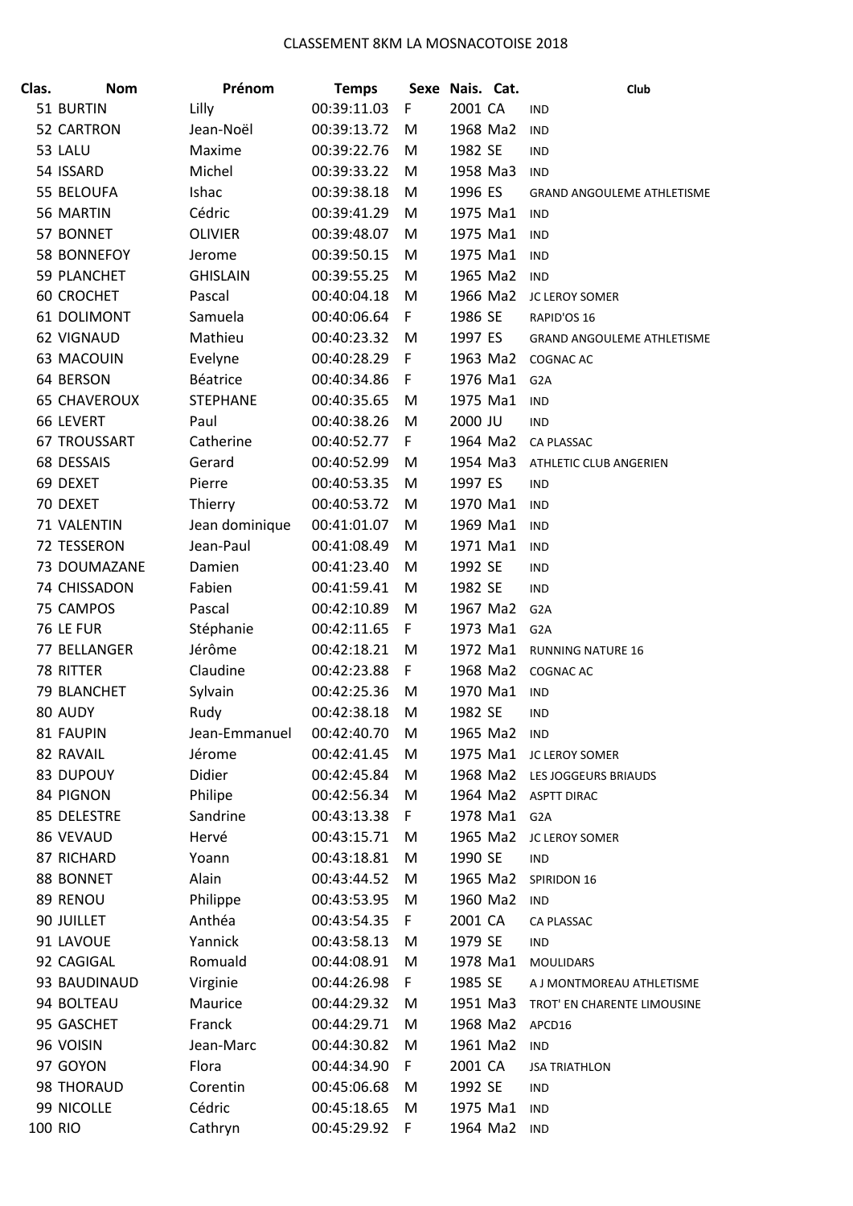CLASSEMENT 8KM LA MOSNACOTOISE 2018

| Clas. | Nom | Prénom | Temps | Sexe | Nais. | Cat. | Club |
|---|---|---|---|---|---|---|---|
| 51 | BURTIN | Lilly | 00:39:11.03 | F | 2001 | CA | IND |
| 52 | CARTRON | Jean-Noël | 00:39:13.72 | M | 1968 | Ma2 | IND |
| 53 | LALU | Maxime | 00:39:22.76 | M | 1982 | SE | IND |
| 54 | ISSARD | Michel | 00:39:33.22 | M | 1958 | Ma3 | IND |
| 55 | BELOUFA | Ishac | 00:39:38.18 | M | 1996 | ES | GRAND ANGOULEME ATHLETISME |
| 56 | MARTIN | Cédric | 00:39:41.29 | M | 1975 | Ma1 | IND |
| 57 | BONNET | OLIVIER | 00:39:48.07 | M | 1975 | Ma1 | IND |
| 58 | BONNEFOY | Jerome | 00:39:50.15 | M | 1975 | Ma1 | IND |
| 59 | PLANCHET | GHISLAIN | 00:39:55.25 | M | 1965 | Ma2 | IND |
| 60 | CROCHET | Pascal | 00:40:04.18 | M | 1966 | Ma2 | JC LEROY SOMER |
| 61 | DOLIMONT | Samuela | 00:40:06.64 | F | 1986 | SE | RAPID'OS 16 |
| 62 | VIGNAUD | Mathieu | 00:40:23.32 | M | 1997 | ES | GRAND ANGOULEME ATHLETISME |
| 63 | MACOUIN | Evelyne | 00:40:28.29 | F | 1963 | Ma2 | COGNAC AC |
| 64 | BERSON | Béatrice | 00:40:34.86 | F | 1976 | Ma1 | G2A |
| 65 | CHAVEROUX | STEPHANE | 00:40:35.65 | M | 1975 | Ma1 | IND |
| 66 | LEVERT | Paul | 00:40:38.26 | M | 2000 | JU | IND |
| 67 | TROUSSART | Catherine | 00:40:52.77 | F | 1964 | Ma2 | CA PLASSAC |
| 68 | DESSAIS | Gerard | 00:40:52.99 | M | 1954 | Ma3 | ATHLETIC CLUB ANGERIEN |
| 69 | DEXET | Pierre | 00:40:53.35 | M | 1997 | ES | IND |
| 70 | DEXET | Thierry | 00:40:53.72 | M | 1970 | Ma1 | IND |
| 71 | VALENTIN | Jean dominique | 00:41:01.07 | M | 1969 | Ma1 | IND |
| 72 | TESSERON | Jean-Paul | 00:41:08.49 | M | 1971 | Ma1 | IND |
| 73 | DOUMAZANE | Damien | 00:41:23.40 | M | 1992 | SE | IND |
| 74 | CHISSADON | Fabien | 00:41:59.41 | M | 1982 | SE | IND |
| 75 | CAMPOS | Pascal | 00:42:10.89 | M | 1967 | Ma2 | G2A |
| 76 | LE FUR | Stéphanie | 00:42:11.65 | F | 1973 | Ma1 | G2A |
| 77 | BELLANGER | Jérôme | 00:42:18.21 | M | 1972 | Ma1 | RUNNING NATURE 16 |
| 78 | RITTER | Claudine | 00:42:23.88 | F | 1968 | Ma2 | COGNAC AC |
| 79 | BLANCHET | Sylvain | 00:42:25.36 | M | 1970 | Ma1 | IND |
| 80 | AUDY | Rudy | 00:42:38.18 | M | 1982 | SE | IND |
| 81 | FAUPIN | Jean-Emmanuel | 00:42:40.70 | M | 1965 | Ma2 | IND |
| 82 | RAVAIL | Jérome | 00:42:41.45 | M | 1975 | Ma1 | JC LEROY SOMER |
| 83 | DUPOUY | Didier | 00:42:45.84 | M | 1968 | Ma2 | LES JOGGEURS BRIAUDS |
| 84 | PIGNON | Philipe | 00:42:56.34 | M | 1964 | Ma2 | ASPTT DIRAC |
| 85 | DELESTRE | Sandrine | 00:43:13.38 | F | 1978 | Ma1 | G2A |
| 86 | VEVAUD | Hervé | 00:43:15.71 | M | 1965 | Ma2 | JC LEROY SOMER |
| 87 | RICHARD | Yoann | 00:43:18.81 | M | 1990 | SE | IND |
| 88 | BONNET | Alain | 00:43:44.52 | M | 1965 | Ma2 | SPIRIDON 16 |
| 89 | RENOU | Philippe | 00:43:53.95 | M | 1960 | Ma2 | IND |
| 90 | JUILLET | Anthéa | 00:43:54.35 | F | 2001 | CA | CA PLASSAC |
| 91 | LAVOUE | Yannick | 00:43:58.13 | M | 1979 | SE | IND |
| 92 | CAGIGAL | Romuald | 00:44:08.91 | M | 1978 | Ma1 | MOULIDARS |
| 93 | BAUDINAUD | Virginie | 00:44:26.98 | F | 1985 | SE | A J MONTMOREAU ATHLETISME |
| 94 | BOLTEAU | Maurice | 00:44:29.32 | M | 1951 | Ma3 | TROT' EN CHARENTE LIMOUSINE |
| 95 | GASCHET | Franck | 00:44:29.71 | M | 1968 | Ma2 | APCD16 |
| 96 | VOISIN | Jean-Marc | 00:44:30.82 | M | 1961 | Ma2 | IND |
| 97 | GOYON | Flora | 00:44:34.90 | F | 2001 | CA | JSA TRIATHLON |
| 98 | THORAUD | Corentin | 00:45:06.68 | M | 1992 | SE | IND |
| 99 | NICOLLE | Cédric | 00:45:18.65 | M | 1975 | Ma1 | IND |
| 100 | RIO | Cathryn | 00:45:29.92 | F | 1964 | Ma2 | IND |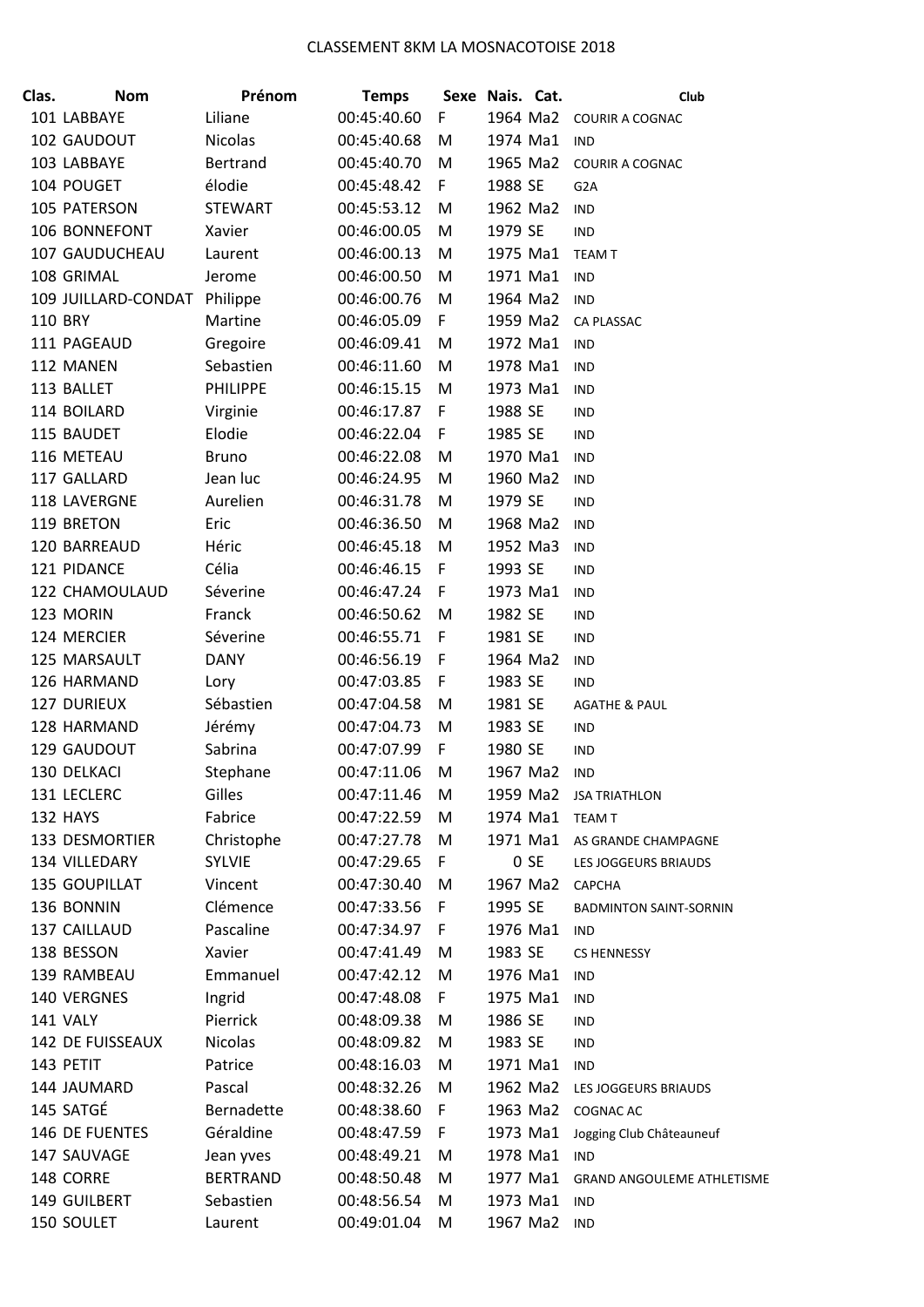CLASSEMENT 8KM LA MOSNACOTOISE 2018

| Clas. | Nom | Prénom | Temps | Sexe | Nais. | Cat. | Club |
|---|---|---|---|---|---|---|---|
| 101 | LABBAYE | Liliane | 00:45:40.60 | F | 1964 | Ma2 | COURIR A COGNAC |
| 102 | GAUDOUT | Nicolas | 00:45:40.68 | M | 1974 | Ma1 | IND |
| 103 | LABBAYE | Bertrand | 00:45:40.70 | M | 1965 | Ma2 | COURIR A COGNAC |
| 104 | POUGET | élodie | 00:45:48.42 | F | 1988 | SE | G2A |
| 105 | PATERSON | STEWART | 00:45:53.12 | M | 1962 | Ma2 | IND |
| 106 | BONNEFONT | Xavier | 00:46:00.05 | M | 1979 | SE | IND |
| 107 | GAUDUCHEAU | Laurent | 00:46:00.13 | M | 1975 | Ma1 | TEAM T |
| 108 | GRIMAL | Jerome | 00:46:00.50 | M | 1971 | Ma1 | IND |
| 109 | JUILLARD-CONDAT | Philippe | 00:46:00.76 | M | 1964 | Ma2 | IND |
| 110 | BRY | Martine | 00:46:05.09 | F | 1959 | Ma2 | CA PLASSAC |
| 111 | PAGEAUD | Gregoire | 00:46:09.41 | M | 1972 | Ma1 | IND |
| 112 | MANEN | Sebastien | 00:46:11.60 | M | 1978 | Ma1 | IND |
| 113 | BALLET | PHILIPPE | 00:46:15.15 | M | 1973 | Ma1 | IND |
| 114 | BOILARD | Virginie | 00:46:17.87 | F | 1988 | SE | IND |
| 115 | BAUDET | Elodie | 00:46:22.04 | F | 1985 | SE | IND |
| 116 | METEAU | Bruno | 00:46:22.08 | M | 1970 | Ma1 | IND |
| 117 | GALLARD | Jean luc | 00:46:24.95 | M | 1960 | Ma2 | IND |
| 118 | LAVERGNE | Aurelien | 00:46:31.78 | M | 1979 | SE | IND |
| 119 | BRETON | Eric | 00:46:36.50 | M | 1968 | Ma2 | IND |
| 120 | BARREAUD | Héric | 00:46:45.18 | M | 1952 | Ma3 | IND |
| 121 | PIDANCE | Célia | 00:46:46.15 | F | 1993 | SE | IND |
| 122 | CHAMOULAUD | Séverine | 00:46:47.24 | F | 1973 | Ma1 | IND |
| 123 | MORIN | Franck | 00:46:50.62 | M | 1982 | SE | IND |
| 124 | MERCIER | Séverine | 00:46:55.71 | F | 1981 | SE | IND |
| 125 | MARSAULT | DANY | 00:46:56.19 | F | 1964 | Ma2 | IND |
| 126 | HARMAND | Lory | 00:47:03.85 | F | 1983 | SE | IND |
| 127 | DURIEUX | Sébastien | 00:47:04.58 | M | 1981 | SE | AGATHE & PAUL |
| 128 | HARMAND | Jérémy | 00:47:04.73 | M | 1983 | SE | IND |
| 129 | GAUDOUT | Sabrina | 00:47:07.99 | F | 1980 | SE | IND |
| 130 | DELKACI | Stephane | 00:47:11.06 | M | 1967 | Ma2 | IND |
| 131 | LECLERC | Gilles | 00:47:11.46 | M | 1959 | Ma2 | JSA TRIATHLON |
| 132 | HAYS | Fabrice | 00:47:22.59 | M | 1974 | Ma1 | TEAM T |
| 133 | DESMORTIER | Christophe | 00:47:27.78 | M | 1971 | Ma1 | AS GRANDE CHAMPAGNE |
| 134 | VILLEDARY | SYLVIE | 00:47:29.65 | F | 0 | SE | LES JOGGEURS BRIAUDS |
| 135 | GOUPILLAT | Vincent | 00:47:30.40 | M | 1967 | Ma2 | CAPCHA |
| 136 | BONNIN | Clémence | 00:47:33.56 | F | 1995 | SE | BADMINTON SAINT-SORNIN |
| 137 | CAILLAUD | Pascaline | 00:47:34.97 | F | 1976 | Ma1 | IND |
| 138 | BESSON | Xavier | 00:47:41.49 | M | 1983 | SE | CS HENNESSY |
| 139 | RAMBEAU | Emmanuel | 00:47:42.12 | M | 1976 | Ma1 | IND |
| 140 | VERGNES | Ingrid | 00:47:48.08 | F | 1975 | Ma1 | IND |
| 141 | VALY | Pierrick | 00:48:09.38 | M | 1986 | SE | IND |
| 142 | DE FUISSEAUX | Nicolas | 00:48:09.82 | M | 1983 | SE | IND |
| 143 | PETIT | Patrice | 00:48:16.03 | M | 1971 | Ma1 | IND |
| 144 | JAUMARD | Pascal | 00:48:32.26 | M | 1962 | Ma2 | LES JOGGEURS BRIAUDS |
| 145 | SATGÉ | Bernadette | 00:48:38.60 | F | 1963 | Ma2 | COGNAC AC |
| 146 | DE FUENTES | Géraldine | 00:48:47.59 | F | 1973 | Ma1 | Jogging Club Châteauneuf |
| 147 | SAUVAGE | Jean yves | 00:48:49.21 | M | 1978 | Ma1 | IND |
| 148 | CORRE | BERTRAND | 00:48:50.48 | M | 1977 | Ma1 | GRAND ANGOULEME ATHLETISME |
| 149 | GUILBERT | Sebastien | 00:48:56.54 | M | 1973 | Ma1 | IND |
| 150 | SOULET | Laurent | 00:49:01.04 | M | 1967 | Ma2 | IND |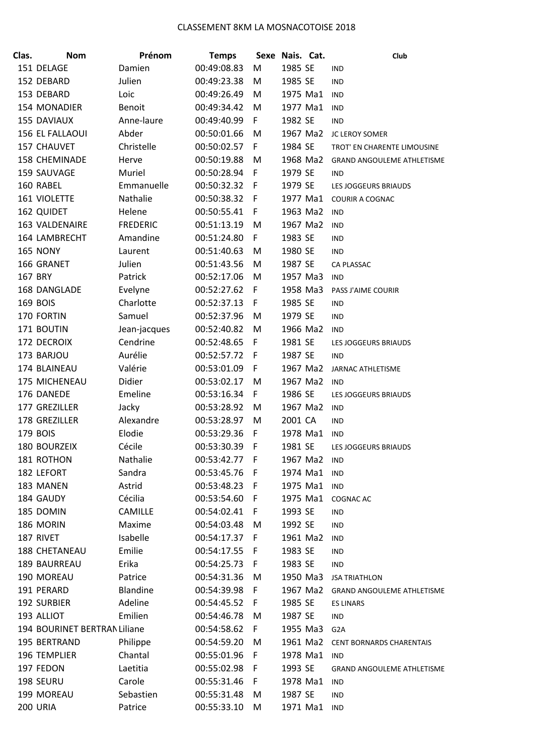CLASSEMENT 8KM LA MOSNACOTOISE 2018

| Clas. | Nom | Prénom | Temps | Sexe | Nais. | Cat. | Club |
|---|---|---|---|---|---|---|---|
| 151 | DELAGE | Damien | 00:49:08.83 | M | 1985 | SE | IND |
| 152 | DEBARD | Julien | 00:49:23.38 | M | 1985 | SE | IND |
| 153 | DEBARD | Loic | 00:49:26.49 | M | 1975 | Ma1 | IND |
| 154 | MONADIER | Benoit | 00:49:34.42 | M | 1977 | Ma1 | IND |
| 155 | DAVIAUX | Anne-laure | 00:49:40.99 | F | 1982 | SE | IND |
| 156 | EL FALLAOUI | Abder | 00:50:01.66 | M | 1967 | Ma2 | JC LEROY SOMER |
| 157 | CHAUVET | Christelle | 00:50:02.57 | F | 1984 | SE | TROT' EN CHARENTE LIMOUSINE |
| 158 | CHEMINADE | Herve | 00:50:19.88 | M | 1968 | Ma2 | GRAND ANGOULEME ATHLETISME |
| 159 | SAUVAGE | Muriel | 00:50:28.94 | F | 1979 | SE | IND |
| 160 | RABEL | Emmanuelle | 00:50:32.32 | F | 1979 | SE | LES JOGGEURS BRIAUDS |
| 161 | VIOLETTE | Nathalie | 00:50:38.32 | F | 1977 | Ma1 | COURIR A COGNAC |
| 162 | QUIDET | Helene | 00:50:55.41 | F | 1963 | Ma2 | IND |
| 163 | VALDENAIRE | FREDERIC | 00:51:13.19 | M | 1967 | Ma2 | IND |
| 164 | LAMBRECHT | Amandine | 00:51:24.80 | F | 1983 | SE | IND |
| 165 | NONY | Laurent | 00:51:40.63 | M | 1980 | SE | IND |
| 166 | GRANET | Julien | 00:51:43.56 | M | 1987 | SE | CA PLASSAC |
| 167 | BRY | Patrick | 00:52:17.06 | M | 1957 | Ma3 | IND |
| 168 | DANGLADE | Evelyne | 00:52:27.62 | F | 1958 | Ma3 | PASS J'AIME COURIR |
| 169 | BOIS | Charlotte | 00:52:37.13 | F | 1985 | SE | IND |
| 170 | FORTIN | Samuel | 00:52:37.96 | M | 1979 | SE | IND |
| 171 | BOUTIN | Jean-jacques | 00:52:40.82 | M | 1966 | Ma2 | IND |
| 172 | DECROIX | Cendrine | 00:52:48.65 | F | 1981 | SE | LES JOGGEURS BRIAUDS |
| 173 | BARJOU | Aurélie | 00:52:57.72 | F | 1987 | SE | IND |
| 174 | BLAINEAU | Valérie | 00:53:01.09 | F | 1967 | Ma2 | JARNAC ATHLETISME |
| 175 | MICHENEAU | Didier | 00:53:02.17 | M | 1967 | Ma2 | IND |
| 176 | DANEDE | Emeline | 00:53:16.34 | F | 1986 | SE | LES JOGGEURS BRIAUDS |
| 177 | GREZILLER | Jacky | 00:53:28.92 | M | 1967 | Ma2 | IND |
| 178 | GREZILLER | Alexandre | 00:53:28.97 | M | 2001 | CA | IND |
| 179 | BOIS | Elodie | 00:53:29.36 | F | 1978 | Ma1 | IND |
| 180 | BOURZEIX | Cécile | 00:53:30.39 | F | 1981 | SE | LES JOGGEURS BRIAUDS |
| 181 | ROTHON | Nathalie | 00:53:42.77 | F | 1967 | Ma2 | IND |
| 182 | LEFORT | Sandra | 00:53:45.76 | F | 1974 | Ma1 | IND |
| 183 | MANEN | Astrid | 00:53:48.23 | F | 1975 | Ma1 | IND |
| 184 | GAUDY | Cécilia | 00:53:54.60 | F | 1975 | Ma1 | COGNAC AC |
| 185 | DOMIN | CAMILLE | 00:54:02.41 | F | 1993 | SE | IND |
| 186 | MORIN | Maxime | 00:54:03.48 | M | 1992 | SE | IND |
| 187 | RIVET | Isabelle | 00:54:17.37 | F | 1961 | Ma2 | IND |
| 188 | CHETANEAU | Emilie | 00:54:17.55 | F | 1983 | SE | IND |
| 189 | BAURREAU | Erika | 00:54:25.73 | F | 1983 | SE | IND |
| 190 | MOREAU | Patrice | 00:54:31.36 | M | 1950 | Ma3 | JSA TRIATHLON |
| 191 | PERARD | Blandine | 00:54:39.98 | F | 1967 | Ma2 | GRAND ANGOULEME ATHLETISME |
| 192 | SURBIER | Adeline | 00:54:45.52 | F | 1985 | SE | ES LINARS |
| 193 | ALLIOT | Emilien | 00:54:46.78 | M | 1987 | SE | IND |
| 194 | BOURINET BERTRAN | Liliane | 00:54:58.62 | F | 1955 | Ma3 | G2A |
| 195 | BERTRAND | Philippe | 00:54:59.20 | M | 1961 | Ma2 | CENT BORNARDS CHARENTAIS |
| 196 | TEMPLIER | Chantal | 00:55:01.96 | F | 1978 | Ma1 | IND |
| 197 | FEDON | Laetitia | 00:55:02.98 | F | 1993 | SE | GRAND ANGOULEME ATHLETISME |
| 198 | SEURU | Carole | 00:55:31.46 | F | 1978 | Ma1 | IND |
| 199 | MOREAU | Sebastien | 00:55:31.48 | M | 1987 | SE | IND |
| 200 | URIA | Patrice | 00:55:33.10 | M | 1971 | Ma1 | IND |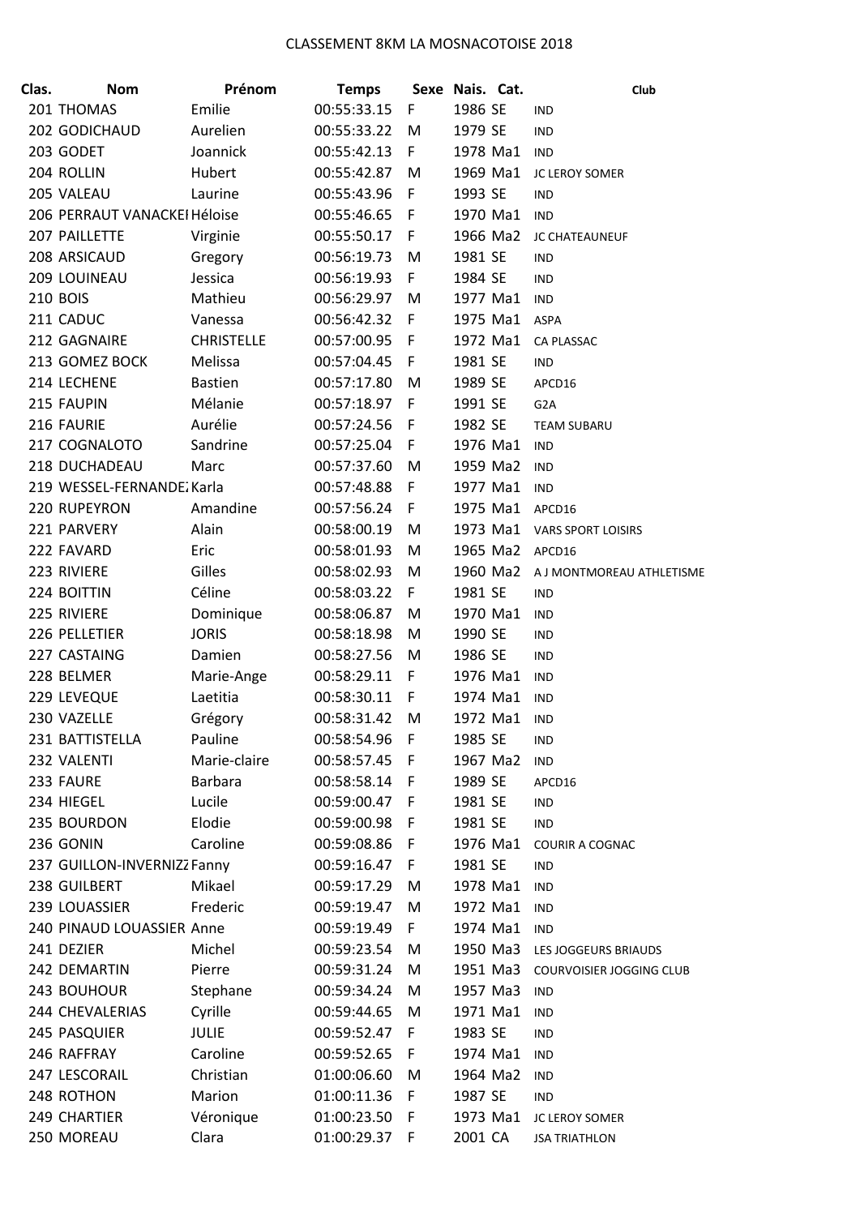CLASSEMENT 8KM LA MOSNACOTOISE 2018

| Clas. | Nom | Prénom | Temps | Sexe | Nais. | Cat. | Club |
|---|---|---|---|---|---|---|---|
| 201 | THOMAS | Emilie | 00:55:33.15 | F | 1986 | SE | IND |
| 202 | GODICHAUD | Aurelien | 00:55:33.22 | M | 1979 | SE | IND |
| 203 | GODET | Joannick | 00:55:42.13 | F | 1978 | Ma1 | IND |
| 204 | ROLLIN | Hubert | 00:55:42.87 | M | 1969 | Ma1 | JC LEROY SOMER |
| 205 | VALEAU | Laurine | 00:55:43.96 | F | 1993 | SE | IND |
| 206 | PERRAUT VANACKEI | Héloise | 00:55:46.65 | F | 1970 | Ma1 | IND |
| 207 | PAILLETTE | Virginie | 00:55:50.17 | F | 1966 | Ma2 | JC CHATEAUNEUF |
| 208 | ARSICAUD | Gregory | 00:56:19.73 | M | 1981 | SE | IND |
| 209 | LOUINEAU | Jessica | 00:56:19.93 | F | 1984 | SE | IND |
| 210 | BOIS | Mathieu | 00:56:29.97 | M | 1977 | Ma1 | IND |
| 211 | CADUC | Vanessa | 00:56:42.32 | F | 1975 | Ma1 | ASPA |
| 212 | GAGNAIRE | CHRISTELLE | 00:57:00.95 | F | 1972 | Ma1 | CA PLASSAC |
| 213 | GOMEZ BOCK | Melissa | 00:57:04.45 | F | 1981 | SE | IND |
| 214 | LECHENE | Bastien | 00:57:17.80 | M | 1989 | SE | APCD16 |
| 215 | FAUPIN | Mélanie | 00:57:18.97 | F | 1991 | SE | G2A |
| 216 | FAURIE | Aurélie | 00:57:24.56 | F | 1982 | SE | TEAM SUBARU |
| 217 | COGNALOTO | Sandrine | 00:57:25.04 | F | 1976 | Ma1 | IND |
| 218 | DUCHADEAU | Marc | 00:57:37.60 | M | 1959 | Ma2 | IND |
| 219 | WESSEL-FERNANDE | Karla | 00:57:48.88 | F | 1977 | Ma1 | IND |
| 220 | RUPEYRON | Amandine | 00:57:56.24 | F | 1975 | Ma1 | APCD16 |
| 221 | PARVERY | Alain | 00:58:00.19 | M | 1973 | Ma1 | VARS SPORT LOISIRS |
| 222 | FAVARD | Eric | 00:58:01.93 | M | 1965 | Ma2 | APCD16 |
| 223 | RIVIERE | Gilles | 00:58:02.93 | M | 1960 | Ma2 | A J MONTMOREAU ATHLETISME |
| 224 | BOITTIN | Céline | 00:58:03.22 | F | 1981 | SE | IND |
| 225 | RIVIERE | Dominique | 00:58:06.87 | M | 1970 | Ma1 | IND |
| 226 | PELLETIER | JORIS | 00:58:18.98 | M | 1990 | SE | IND |
| 227 | CASTAING | Damien | 00:58:27.56 | M | 1986 | SE | IND |
| 228 | BELMER | Marie-Ange | 00:58:29.11 | F | 1976 | Ma1 | IND |
| 229 | LEVEQUE | Laetitia | 00:58:30.11 | F | 1974 | Ma1 | IND |
| 230 | VAZELLE | Grégory | 00:58:31.42 | M | 1972 | Ma1 | IND |
| 231 | BATTISTELLA | Pauline | 00:58:54.96 | F | 1985 | SE | IND |
| 232 | VALENTI | Marie-claire | 00:58:57.45 | F | 1967 | Ma2 | IND |
| 233 | FAURE | Barbara | 00:58:58.14 | F | 1989 | SE | APCD16 |
| 234 | HIEGEL | Lucile | 00:59:00.47 | F | 1981 | SE | IND |
| 235 | BOURDON | Elodie | 00:59:00.98 | F | 1981 | SE | IND |
| 236 | GONIN | Caroline | 00:59:08.86 | F | 1976 | Ma1 | COURIR A COGNAC |
| 237 | GUILLON-INVERNIZZ | Fanny | 00:59:16.47 | F | 1981 | SE | IND |
| 238 | GUILBERT | Mikael | 00:59:17.29 | M | 1978 | Ma1 | IND |
| 239 | LOUASSIER | Frederic | 00:59:19.47 | M | 1972 | Ma1 | IND |
| 240 | PINAUD LOUASSIER | Anne | 00:59:19.49 | F | 1974 | Ma1 | IND |
| 241 | DEZIER | Michel | 00:59:23.54 | M | 1950 | Ma3 | LES JOGGEURS BRIAUDS |
| 242 | DEMARTIN | Pierre | 00:59:31.24 | M | 1951 | Ma3 | COURVOISIER JOGGING CLUB |
| 243 | BOUHOUR | Stephane | 00:59:34.24 | M | 1957 | Ma3 | IND |
| 244 | CHEVALERIAS | Cyrille | 00:59:44.65 | M | 1971 | Ma1 | IND |
| 245 | PASQUIER | JULIE | 00:59:52.47 | F | 1983 | SE | IND |
| 246 | RAFFRAY | Caroline | 00:59:52.65 | F | 1974 | Ma1 | IND |
| 247 | LESCORAIL | Christian | 01:00:06.60 | M | 1964 | Ma2 | IND |
| 248 | ROTHON | Marion | 01:00:11.36 | F | 1987 | SE | IND |
| 249 | CHARTIER | Véronique | 01:00:23.50 | F | 1973 | Ma1 | JC LEROY SOMER |
| 250 | MOREAU | Clara | 01:00:29.37 | F | 2001 | CA | JSA TRIATHLON |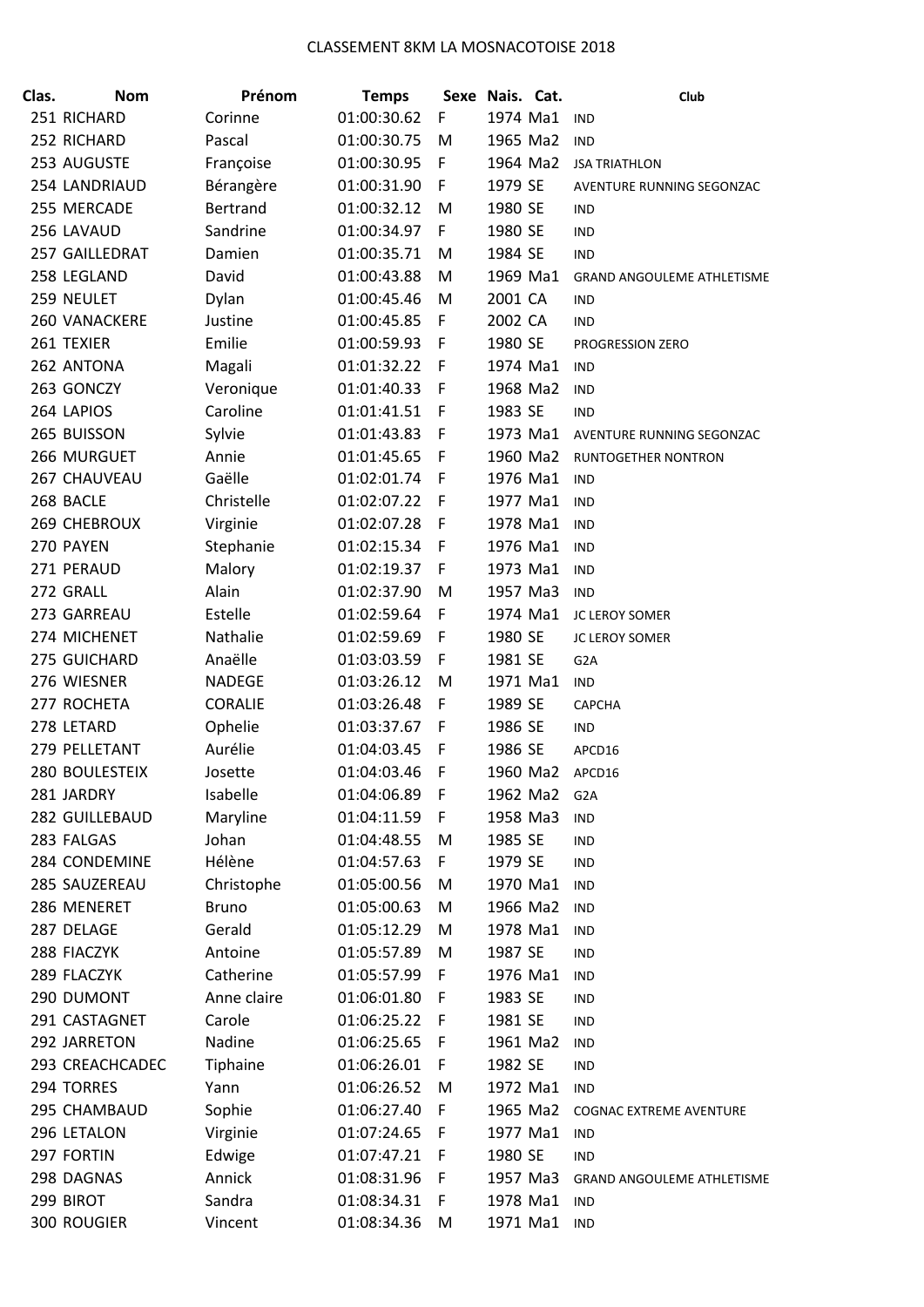CLASSEMENT 8KM LA MOSNACOTOISE 2018

| Clas. | Nom | Prénom | Temps | Sexe | Nais. | Cat. | Club |
|---|---|---|---|---|---|---|---|
| 251 | RICHARD | Corinne | 01:00:30.62 | F | 1974 | Ma1 | IND |
| 252 | RICHARD | Pascal | 01:00:30.75 | M | 1965 | Ma2 | IND |
| 253 | AUGUSTE | Françoise | 01:00:30.95 | F | 1964 | Ma2 | JSA TRIATHLON |
| 254 | LANDRIAUD | Bérangère | 01:00:31.90 | F | 1979 | SE | AVENTURE RUNNING SEGONZAC |
| 255 | MERCADE | Bertrand | 01:00:32.12 | M | 1980 | SE | IND |
| 256 | LAVAUD | Sandrine | 01:00:34.97 | F | 1980 | SE | IND |
| 257 | GAILLEDRAT | Damien | 01:00:35.71 | M | 1984 | SE | IND |
| 258 | LEGLAND | David | 01:00:43.88 | M | 1969 | Ma1 | GRAND ANGOULEME ATHLETISME |
| 259 | NEULET | Dylan | 01:00:45.46 | M | 2001 | CA | IND |
| 260 | VANACKERE | Justine | 01:00:45.85 | F | 2002 | CA | IND |
| 261 | TEXIER | Emilie | 01:00:59.93 | F | 1980 | SE | PROGRESSION ZERO |
| 262 | ANTONA | Magali | 01:01:32.22 | F | 1974 | Ma1 | IND |
| 263 | GONCZY | Veronique | 01:01:40.33 | F | 1968 | Ma2 | IND |
| 264 | LAPIOS | Caroline | 01:01:41.51 | F | 1983 | SE | IND |
| 265 | BUISSON | Sylvie | 01:01:43.83 | F | 1973 | Ma1 | AVENTURE RUNNING SEGONZAC |
| 266 | MURGUET | Annie | 01:01:45.65 | F | 1960 | Ma2 | RUNTOGETHER NONTRON |
| 267 | CHAUVEAU | Gaëlle | 01:02:01.74 | F | 1976 | Ma1 | IND |
| 268 | BACLE | Christelle | 01:02:07.22 | F | 1977 | Ma1 | IND |
| 269 | CHEBROUX | Virginie | 01:02:07.28 | F | 1978 | Ma1 | IND |
| 270 | PAYEN | Stephanie | 01:02:15.34 | F | 1976 | Ma1 | IND |
| 271 | PERAUD | Malory | 01:02:19.37 | F | 1973 | Ma1 | IND |
| 272 | GRALL | Alain | 01:02:37.90 | M | 1957 | Ma3 | IND |
| 273 | GARREAU | Estelle | 01:02:59.64 | F | 1974 | Ma1 | JC LEROY SOMER |
| 274 | MICHENET | Nathalie | 01:02:59.69 | F | 1980 | SE | JC LEROY SOMER |
| 275 | GUICHARD | Anaëlle | 01:03:03.59 | F | 1981 | SE | G2A |
| 276 | WIESNER | NADEGE | 01:03:26.12 | M | 1971 | Ma1 | IND |
| 277 | ROCHETA | CORALIE | 01:03:26.48 | F | 1989 | SE | CAPCHA |
| 278 | LETARD | Ophelie | 01:03:37.67 | F | 1986 | SE | IND |
| 279 | PELLETANT | Aurélie | 01:04:03.45 | F | 1986 | SE | APCD16 |
| 280 | BOULESTEIX | Josette | 01:04:03.46 | F | 1960 | Ma2 | APCD16 |
| 281 | JARDRY | Isabelle | 01:04:06.89 | F | 1962 | Ma2 | G2A |
| 282 | GUILLEBAUD | Maryline | 01:04:11.59 | F | 1958 | Ma3 | IND |
| 283 | FALGAS | Johan | 01:04:48.55 | M | 1985 | SE | IND |
| 284 | CONDEMINE | Hélène | 01:04:57.63 | F | 1979 | SE | IND |
| 285 | SAUZEREAU | Christophe | 01:05:00.56 | M | 1970 | Ma1 | IND |
| 286 | MENERET | Bruno | 01:05:00.63 | M | 1966 | Ma2 | IND |
| 287 | DELAGE | Gerald | 01:05:12.29 | M | 1978 | Ma1 | IND |
| 288 | FIACZYK | Antoine | 01:05:57.89 | M | 1987 | SE | IND |
| 289 | FLACZYK | Catherine | 01:05:57.99 | F | 1976 | Ma1 | IND |
| 290 | DUMONT | Anne claire | 01:06:01.80 | F | 1983 | SE | IND |
| 291 | CASTAGNET | Carole | 01:06:25.22 | F | 1981 | SE | IND |
| 292 | JARRETON | Nadine | 01:06:25.65 | F | 1961 | Ma2 | IND |
| 293 | CREACHCADEC | Tiphaine | 01:06:26.01 | F | 1982 | SE | IND |
| 294 | TORRES | Yann | 01:06:26.52 | M | 1972 | Ma1 | IND |
| 295 | CHAMBAUD | Sophie | 01:06:27.40 | F | 1965 | Ma2 | COGNAC EXTREME AVENTURE |
| 296 | LETALON | Virginie | 01:07:24.65 | F | 1977 | Ma1 | IND |
| 297 | FORTIN | Edwige | 01:07:47.21 | F | 1980 | SE | IND |
| 298 | DAGNAS | Annick | 01:08:31.96 | F | 1957 | Ma3 | GRAND ANGOULEME ATHLETISME |
| 299 | BIROT | Sandra | 01:08:34.31 | F | 1978 | Ma1 | IND |
| 300 | ROUGIER | Vincent | 01:08:34.36 | M | 1971 | Ma1 | IND |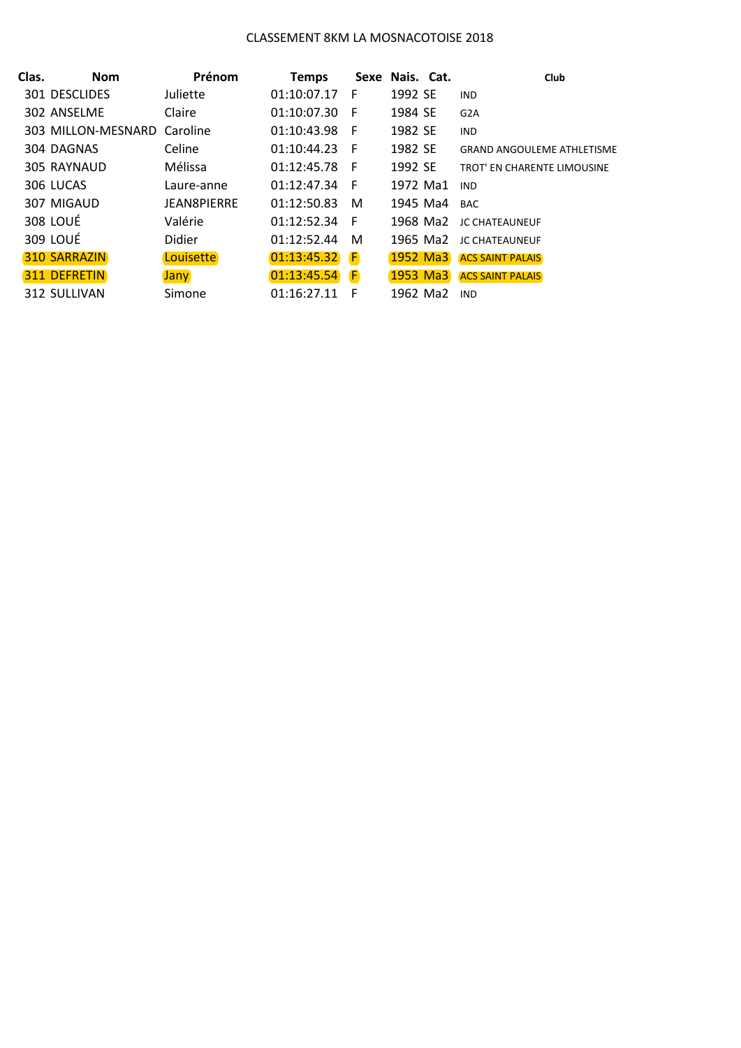CLASSEMENT 8KM LA MOSNACOTOISE 2018

| Clas. | Nom | Prénom | Temps | Sexe | Nais. | Cat. | Club |
|---|---|---|---|---|---|---|---|
| 301 | DESCLIDES | Juliette | 01:10:07.17 | F | 1992 | SE | IND |
| 302 | ANSELME | Claire | 01:10:07.30 | F | 1984 | SE | G2A |
| 303 | MILLON-MESNARD | Caroline | 01:10:43.98 | F | 1982 | SE | IND |
| 304 | DAGNAS | Celine | 01:10:44.23 | F | 1982 | SE | GRAND ANGOULEME ATHLETISME |
| 305 | RAYNAUD | Mélissa | 01:12:45.78 | F | 1992 | SE | TROT' EN CHARENTE LIMOUSINE |
| 306 | LUCAS | Laure-anne | 01:12:47.34 | F | 1972 | Ma1 | IND |
| 307 | MIGAUD | JEAN8PIERRE | 01:12:50.83 | M | 1945 | Ma4 | BAC |
| 308 | LOUÉ | Valérie | 01:12:52.34 | F | 1968 | Ma2 | JC CHATEAUNEUF |
| 309 | LOUÉ | Didier | 01:12:52.44 | M | 1965 | Ma2 | JC CHATEAUNEUF |
| 310 | SARRAZIN | Louisette | 01:13:45.32 | F | 1952 | Ma3 | ACS SAINT PALAIS |
| 311 | DEFRETIN | Jany | 01:13:45.54 | F | 1953 | Ma3 | ACS SAINT PALAIS |
| 312 | SULLIVAN | Simone | 01:16:27.11 | F | 1962 | Ma2 | IND |